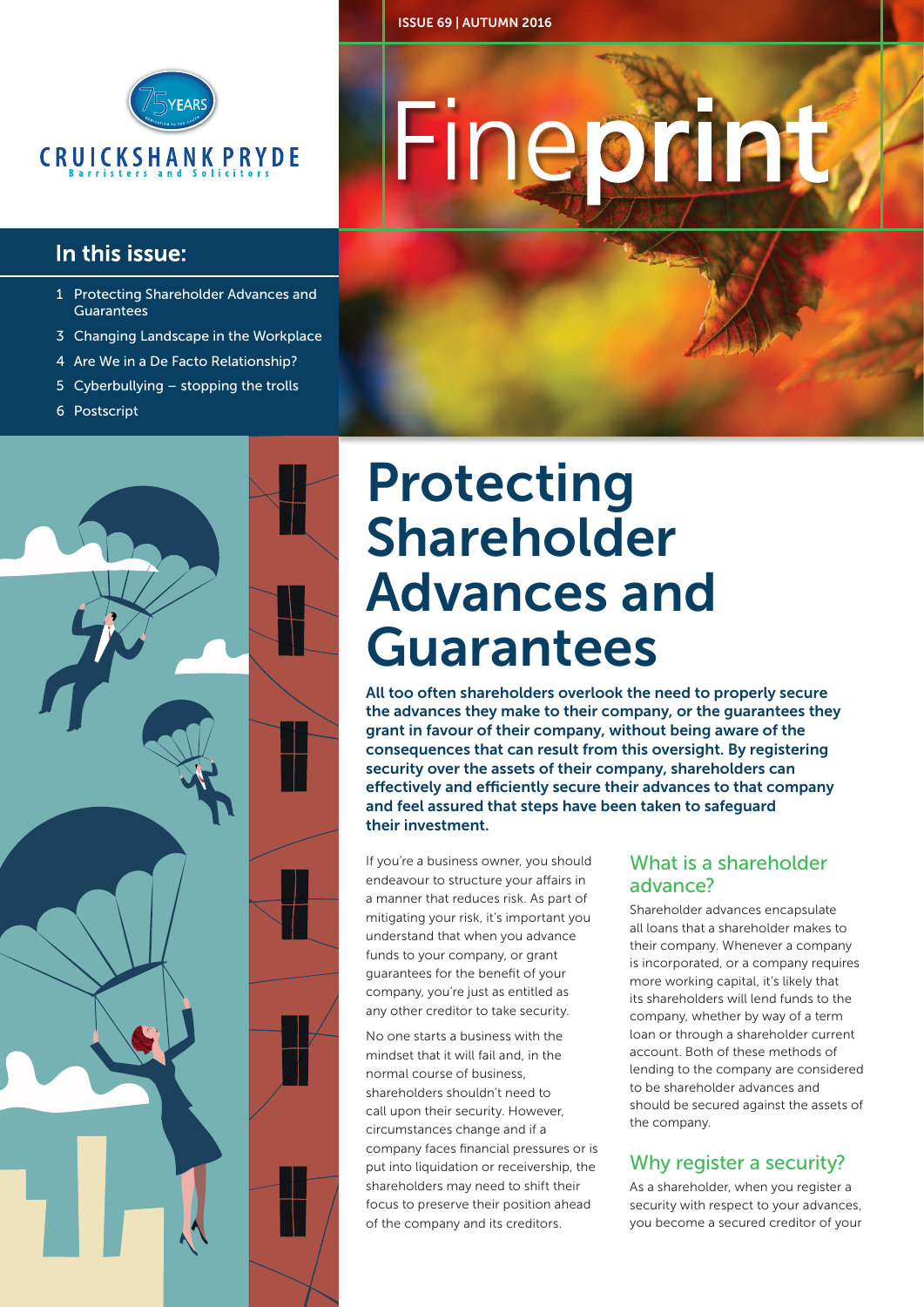ISSUE 69 | AUTUMN 2016

# Fineprint

CRUICKSHANK PRYDE
Barristers and Solicitors

## In this issue:

1 Protecting Shareholder Advances and Guarantees
3 Changing Landscape in the Workplace
4 Are We in a De Facto Relationship?
5 Cyberbullying – stopping the trolls
6 Postscript

# Protecting Shareholder Advances and Guarantees

**All too often shareholders overlook the need to properly secure the advances they make to their company, or the guarantees they grant in favour of their company, without being aware of the consequences that can result from this oversight. By registering security over the assets of their company, shareholders can effectively and efficiently secure their advances to that company and feel assured that steps have been taken to safeguard their investment.**

If you're a business owner, you should endeavour to structure your affairs in a manner that reduces risk. As part of mitigating your risk, it's important you understand that when you advance funds to your company, or grant guarantees for the benefit of your company, you're just as entitled as any other creditor to take security.

No one starts a business with the mindset that it will fail and, in the normal course of business, shareholders shouldn't need to call upon their security. However, circumstances change and if a company faces financial pressures or is put into liquidation or receivership, the shareholders may need to shift their focus to preserve their position ahead of the company and its creditors.

## What is a shareholder advance?

Shareholder advances encapsulate all loans that a shareholder makes to their company. Whenever a company is incorporated, or a company requires more working capital, it's likely that its shareholders will lend funds to the company, whether by way of a term loan or through a shareholder current account. Both of these methods of lending to the company are considered to be shareholder advances and should be secured against the assets of the company.

## Why register a security?

As a shareholder, when you register a security with respect to your advances, you become a secured creditor of your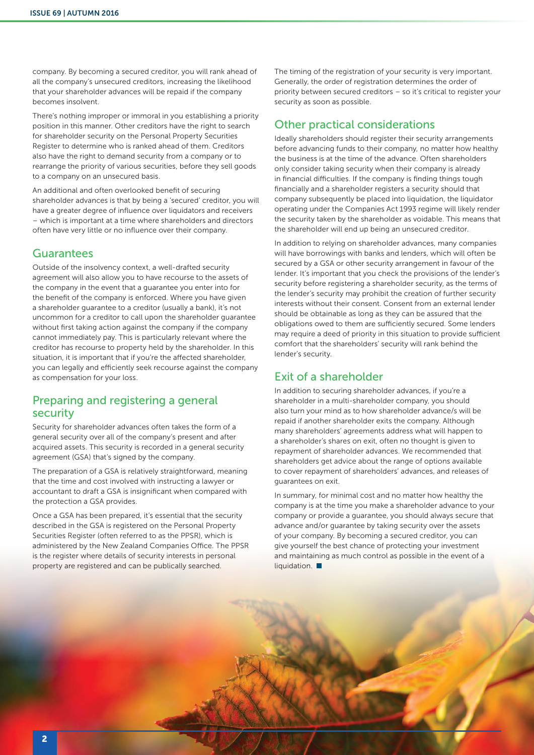company. By becoming a secured creditor, you will rank ahead of all the company's unsecured creditors, increasing the likelihood that your shareholder advances will be repaid if the company becomes insolvent.

There's nothing improper or immoral in you establishing a priority position in this manner. Other creditors have the right to search for shareholder security on the Personal Property Securities Register to determine who is ranked ahead of them. Creditors also have the right to demand security from a company or to rearrange the priority of various securities, before they sell goods to a company on an unsecured basis.

An additional and often overlooked benefit of securing shareholder advances is that by being a 'secured' creditor, you will have a greater degree of influence over liquidators and receivers – which is important at a time where shareholders and directors often have very little or no influence over their company.

## Guarantees

Outside of the insolvency context, a well-drafted security agreement will also allow you to have recourse to the assets of the company in the event that a guarantee you enter into for the benefit of the company is enforced. Where you have given a shareholder guarantee to a creditor (usually a bank), it's not uncommon for a creditor to call upon the shareholder guarantee without first taking action against the company if the company cannot immediately pay. This is particularly relevant where the creditor has recourse to property held by the shareholder. In this situation, it is important that if you're the affected shareholder, you can legally and efficiently seek recourse against the company as compensation for your loss.

## Preparing and registering a general security

Security for shareholder advances often takes the form of a general security over all of the company's present and after acquired assets. This security is recorded in a general security agreement (GSA) that's signed by the company.

The preparation of a GSA is relatively straightforward, meaning that the time and cost involved with instructing a lawyer or accountant to draft a GSA is insignificant when compared with the protection a GSA provides.

Once a GSA has been prepared, it's essential that the security described in the GSA is registered on the Personal Property Securities Register (often referred to as the PPSR), which is administered by the New Zealand Companies Office. The PPSR is the register where details of security interests in personal property are registered and can be publically searched.

The timing of the registration of your security is very important. Generally, the order of registration determines the order of priority between secured creditors – so it's critical to register your security as soon as possible.

## Other practical considerations

Ideally shareholders should register their security arrangements before advancing funds to their company, no matter how healthy the business is at the time of the advance. Often shareholders only consider taking security when their company is already in financial difficulties. If the company is finding things tough financially and a shareholder registers a security should that company subsequently be placed into liquidation, the liquidator operating under the Companies Act 1993 regime will likely render the security taken by the shareholder as voidable. This means that the shareholder will end up being an unsecured creditor.

In addition to relying on shareholder advances, many companies will have borrowings with banks and lenders, which will often be secured by a GSA or other security arrangement in favour of the lender. It's important that you check the provisions of the lender's security before registering a shareholder security, as the terms of the lender's security may prohibit the creation of further security interests without their consent. Consent from an external lender should be obtainable as long as they can be assured that the obligations owed to them are sufficiently secured. Some lenders may require a deed of priority in this situation to provide sufficient comfort that the shareholders' security will rank behind the lender's security.

## Exit of a shareholder

In addition to securing shareholder advances, if you're a shareholder in a multi-shareholder company, you should also turn your mind as to how shareholder advance/s will be repaid if another shareholder exits the company. Although many shareholders' agreements address what will happen to a shareholder's shares on exit, often no thought is given to repayment of shareholder advances. We recommended that shareholders get advice about the range of options available to cover repayment of shareholders' advances, and releases of guarantees on exit.

In summary, for minimal cost and no matter how healthy the company is at the time you make a shareholder advance to your company or provide a guarantee, you should always secure that advance and/or guarantee by taking security over the assets of your company. By becoming a secured creditor, you can give yourself the best chance of protecting your investment and maintaining as much control as possible in the event of a liquidation. ■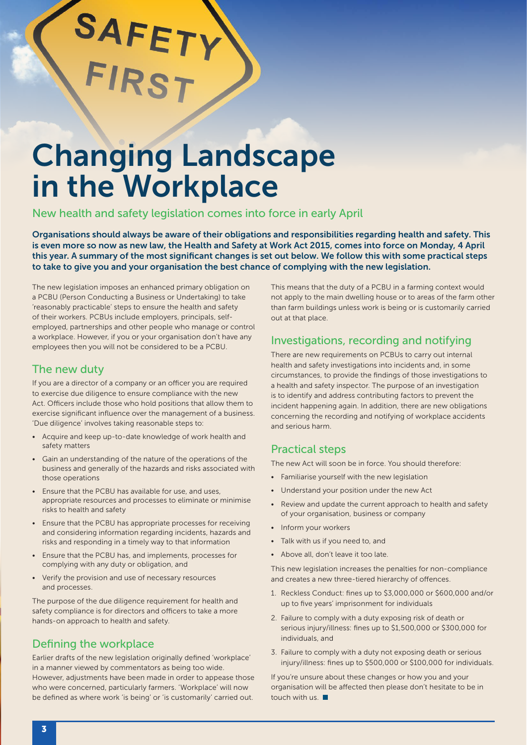SAFETY FIRST

# Changing Landscape in the Workplace

New health and safety legislation comes into force in early April

**Organisations should always be aware of their obligations and responsibilities regarding health and safety. This is even more so now as new law, the Health and Safety at Work Act 2015, comes into force on Monday, 4 April this year. A summary of the most significant changes is set out below. We follow this with some practical steps to take to give you and your organisation the best chance of complying with the new legislation.**

The new legislation imposes an enhanced primary obligation on a PCBU (Person Conducting a Business or Undertaking) to take 'reasonably practicable' steps to ensure the health and safety of their workers. PCBUs include employers, principals, self-employed, partnerships and other people who manage or control a workplace. However, if you or your organisation don't have any employees then you will not be considered to be a PCBU.

## The new duty

If you are a director of a company or an officer you are required to exercise due diligence to ensure compliance with the new Act. Officers include those who hold positions that allow them to exercise significant influence over the management of a business. 'Due diligence' involves taking reasonable steps to:

- Acquire and keep up-to-date knowledge of work health and safety matters
- Gain an understanding of the nature of the operations of the business and generally of the hazards and risks associated with those operations
- Ensure that the PCBU has available for use, and uses, appropriate resources and processes to eliminate or minimise risks to health and safety
- Ensure that the PCBU has appropriate processes for receiving and considering information regarding incidents, hazards and risks and responding in a timely way to that information
- Ensure that the PCBU has, and implements, processes for complying with any duty or obligation, and
- Verify the provision and use of necessary resources and processes.

The purpose of the due diligence requirement for health and safety compliance is for directors and officers to take a more hands-on approach to health and safety.

## Defining the workplace

Earlier drafts of the new legislation originally defined 'workplace' in a manner viewed by commentators as being too wide. However, adjustments have been made in order to appease those who were concerned, particularly farmers. 'Workplace' will now be defined as where work 'is being' or 'is customarily' carried out.

This means that the duty of a PCBU in a farming context would not apply to the main dwelling house or to areas of the farm other than farm buildings unless work is being or is customarily carried out at that place.

## Investigations, recording and notifying

There are new requirements on PCBUs to carry out internal health and safety investigations into incidents and, in some circumstances, to provide the findings of those investigations to a health and safety inspector. The purpose of an investigation is to identify and address contributing factors to prevent the incident happening again. In addition, there are new obligations concerning the recording and notifying of workplace accidents and serious harm.

## Practical steps

The new Act will soon be in force. You should therefore:

- Familiarise yourself with the new legislation
- Understand your position under the new Act
- Review and update the current approach to health and safety of your organisation, business or company
- Inform your workers
- Talk with us if you need to, and
- Above all, don't leave it too late.

This new legislation increases the penalties for non-compliance and creates a new three-tiered hierarchy of offences.

1. Reckless Conduct: fines up to $3,000,000 or $600,000 and/or up to five years' imprisonment for individuals
2. Failure to comply with a duty exposing risk of death or serious injury/illness: fines up to $1,500,000 or $300,000 for individuals, and
3. Failure to comply with a duty not exposing death or serious injury/illness: fines up to $500,000 or $100,000 for individuals.

If you're unsure about these changes or how you and your organisation will be affected then please don't hesitate to be in touch with us. ■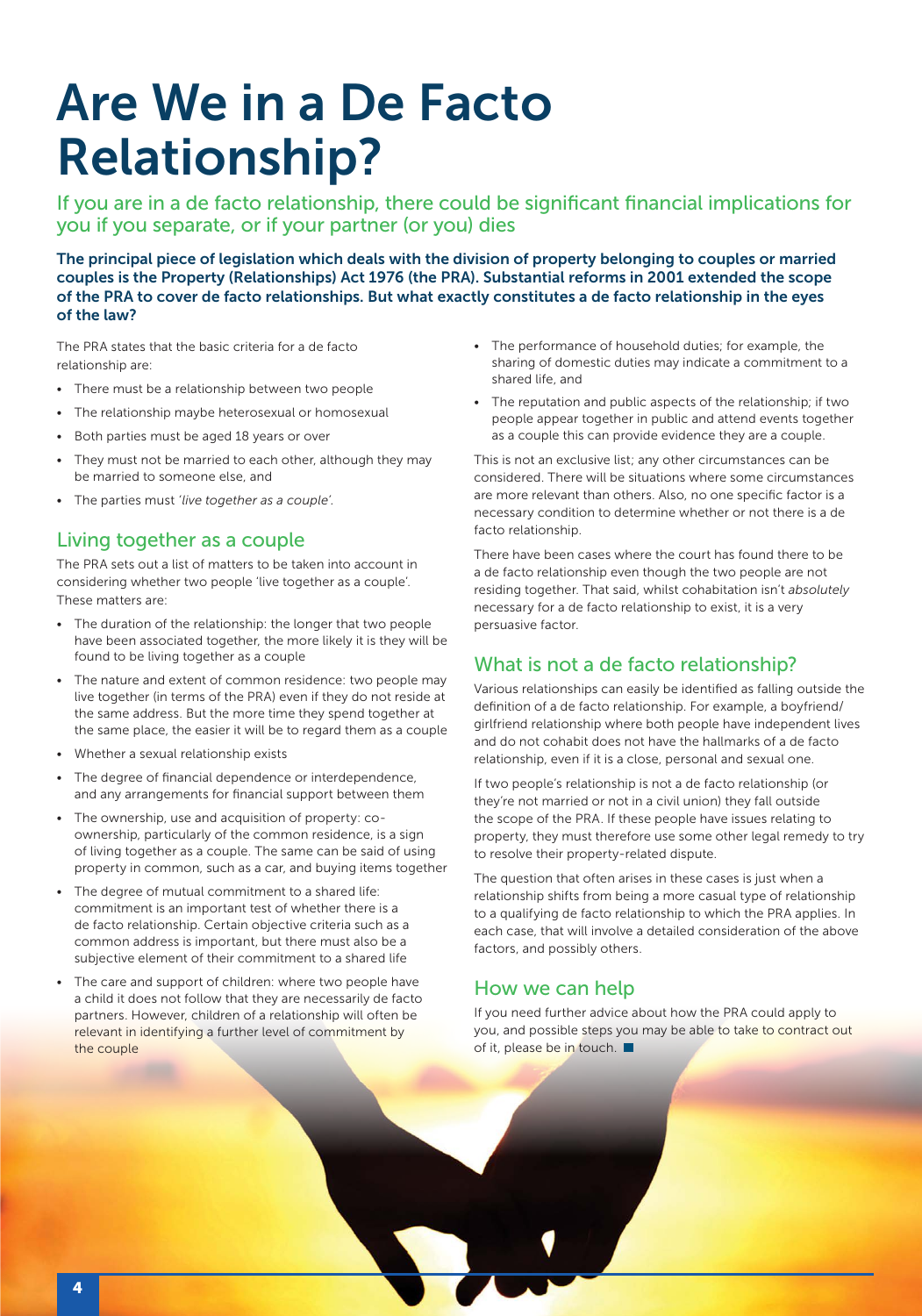# Are We in a De Facto Relationship?

## If you are in a de facto relationship, there could be significant financial implications for you if you separate, or if your partner (or you) dies

**The principal piece of legislation which deals with the division of property belonging to couples or married couples is the Property (Relationships) Act 1976 (the PRA). Substantial reforms in 2001 extended the scope of the PRA to cover de facto relationships. But what exactly constitutes a de facto relationship in the eyes of the law?**

The PRA states that the basic criteria for a de facto relationship are:

- There must be a relationship between two people
- The relationship maybe heterosexual or homosexual
- Both parties must be aged 18 years or over
- They must not be married to each other, although they may be married to someone else, and
- The parties must *'live together as a couple'*.

## Living together as a couple

The PRA sets out a list of matters to be taken into account in considering whether two people 'live together as a couple'. These matters are:

- The duration of the relationship: the longer that two people have been associated together, the more likely it is they will be found to be living together as a couple
- The nature and extent of common residence: two people may live together (in terms of the PRA) even if they do not reside at the same address. But the more time they spend together at the same place, the easier it will be to regard them as a couple
- Whether a sexual relationship exists
- The degree of financial dependence or interdependence, and any arrangements for financial support between them
- The ownership, use and acquisition of property: co-ownership, particularly of the common residence, is a sign of living together as a couple. The same can be said of using property in common, such as a car, and buying items together
- The degree of mutual commitment to a shared life: commitment is an important test of whether there is a de facto relationship. Certain objective criteria such as a common address is important, but there must also be a subjective element of their commitment to a shared life
- The care and support of children: where two people have a child it does not follow that they are necessarily de facto partners. However, children of a relationship will often be relevant in identifying a further level of commitment by the couple
- The performance of household duties; for example, the sharing of domestic duties may indicate a commitment to a shared life, and
- The reputation and public aspects of the relationship; if two people appear together in public and attend events together as a couple this can provide evidence they are a couple.

This is not an exclusive list; any other circumstances can be considered. There will be situations where some circumstances are more relevant than others. Also, no one specific factor is a necessary condition to determine whether or not there is a de facto relationship.

There have been cases where the court has found there to be a de facto relationship even though the two people are not residing together. That said, whilst cohabitation isn't *absolutely* necessary for a de facto relationship to exist, it is a very persuasive factor.

## What is not a de facto relationship?

Various relationships can easily be identified as falling outside the definition of a de facto relationship. For example, a boyfriend/girlfriend relationship where both people have independent lives and do not cohabit does not have the hallmarks of a de facto relationship, even if it is a close, personal and sexual one.

If two people's relationship is not a de facto relationship (or they're not married or not in a civil union) they fall outside the scope of the PRA. If these people have issues relating to property, they must therefore use some other legal remedy to try to resolve their property-related dispute.

The question that often arises in these cases is just when a relationship shifts from being a more casual type of relationship to a qualifying de facto relationship to which the PRA applies. In each case, that will involve a detailed consideration of the above factors, and possibly others.

## How we can help

If you need further advice about how the PRA could apply to you, and possible steps you may be able to take to contract out of it, please be in touch. ■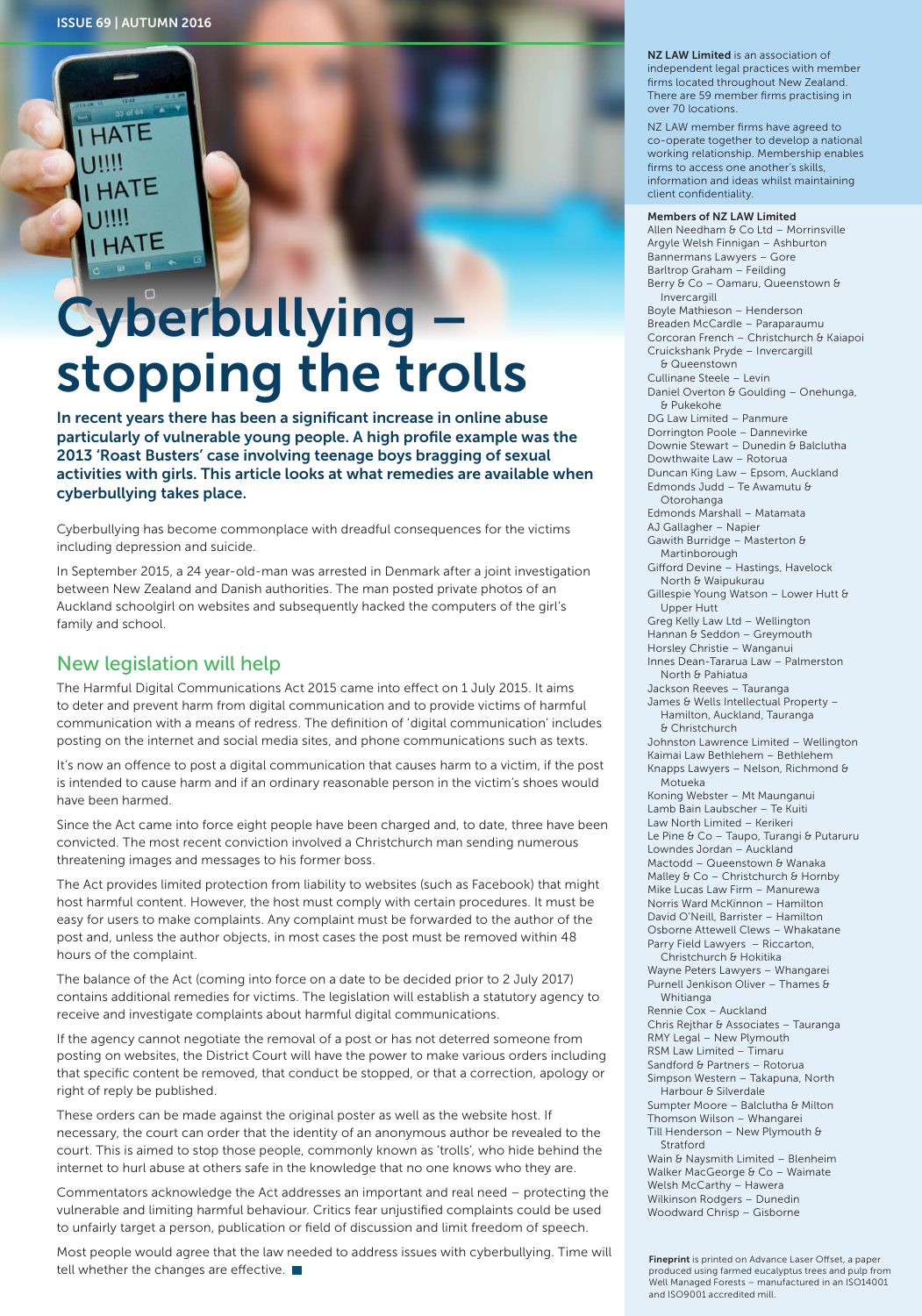# Cyberbullying – stopping the trolls

**In recent years there has been a significant increase in online abuse particularly of vulnerable young people. A high profile example was the 2013 'Roast Busters' case involving teenage boys bragging of sexual activities with girls. This article looks at what remedies are available when cyberbullying takes place.**

Cyberbullying has become commonplace with dreadful consequences for the victims including depression and suicide.

In September 2015, a 24 year-old-man was arrested in Denmark after a joint investigation between New Zealand and Danish authorities. The man posted private photos of an Auckland schoolgirl on websites and subsequently hacked the computers of the girl's family and school.

## New legislation will help

The Harmful Digital Communications Act 2015 came into effect on 1 July 2015. It aims to deter and prevent harm from digital communication and to provide victims of harmful communication with a means of redress. The definition of 'digital communication' includes posting on the internet and social media sites, and phone communications such as texts.

It's now an offence to post a digital communication that causes harm to a victim, if the post is intended to cause harm and if an ordinary reasonable person in the victim's shoes would have been harmed.

Since the Act came into force eight people have been charged and, to date, three have been convicted. The most recent conviction involved a Christchurch man sending numerous threatening images and messages to his former boss.

The Act provides limited protection from liability to websites (such as Facebook) that might host harmful content. However, the host must comply with certain procedures. It must be easy for users to make complaints. Any complaint must be forwarded to the author of the post and, unless the author objects, in most cases the post must be removed within 48 hours of the complaint.

The balance of the Act (coming into force on a date to be decided prior to 2 July 2017) contains additional remedies for victims. The legislation will establish a statutory agency to receive and investigate complaints about harmful digital communications.

If the agency cannot negotiate the removal of a post or has not deterred someone from posting on websites, the District Court will have the power to make various orders including that specific content be removed, that conduct be stopped, or that a correction, apology or right of reply be published.

These orders can be made against the original poster as well as the website host. If necessary, the court can order that the identity of an anonymous author be revealed to the court. This is aimed to stop those people, commonly known as 'trolls', who hide behind the internet to hurl abuse at others safe in the knowledge that no one knows who they are.

Commentators acknowledge the Act addresses an important and real need – protecting the vulnerable and limiting harmful behaviour. Critics fear unjustified complaints could be used to unfairly target a person, publication or field of discussion and limit freedom of speech.

Most people would agree that the law needed to address issues with cyberbullying. Time will tell whether the changes are effective. ■

---

**NZ LAW Limited** is an association of independent legal practices with member firms located throughout New Zealand. There are 59 member firms practising in over 70 locations.

NZ LAW member firms have agreed to co-operate together to develop a national working relationship. Membership enables firms to access one another's skills, information and ideas whilst maintaining client confidentiality.

**Members of NZ LAW Limited**

Allen Needham & Co Ltd – Morrinsville
Argyle Welsh Finnigan – Ashburton
Bannermans Lawyers – Gore
Barltrop Graham – Feilding
Berry & Co – Oamaru, Queenstown & Invercargill
Boyle Mathieson – Henderson
Breaden McCardle – Paraparaumu
Corcoran French – Christchurch & Kaiapoi
Cruickshank Pryde – Invercargill & Queenstown
Cullinane Steele – Levin
Daniel Overton & Goulding – Onehunga, & Pukekohe
DG Law Limited – Panmure
Dorrington Poole – Dannevirke
Downie Stewart – Dunedin & Balclutha
Dowthwaite Law – Rotorua
Duncan King Law – Epsom, Auckland
Edmonds Judd – Te Awamutu & Otorohanga
Edmonds Marshall – Matamata
AJ Gallagher – Napier
Gawith Burridge – Masterton & Martinborough
Gifford Devine – Hastings, Havelock North & Waipukurau
Gillespie Young Watson – Lower Hutt & Upper Hutt
Greg Kelly Law Ltd – Wellington
Hannan & Seddon – Greymouth
Horsley Christie – Wanganui
Innes Dean-Tararua Law – Palmerston North & Pahiatua
Jackson Reeves – Tauranga
James & Wells Intellectual Property – Hamilton, Auckland, Tauranga & Christchurch
Johnston Lawrence Limited – Wellington
Kaimai Law Bethlehem – Bethlehem
Knapps Lawyers – Nelson, Richmond & Motueka
Koning Webster – Mt Maunganui
Lamb Bain Laubscher – Te Kuiti
Law North Limited – Kerikeri
Le Pine & Co – Taupo, Turangi & Putaruru
Lowndes Jordan – Auckland
Mactodd – Queenstown & Wanaka
Malley & Co – Christchurch & Hornby
Mike Lucas Law Firm – Manurewa
Norris Ward McKinnon – Hamilton
David O'Neill, Barrister – Hamilton
Osborne Attewell Clews – Whakatane
Parry Field Lawyers – Riccarton, Christchurch & Hokitika
Wayne Peters Lawyers – Whangarei
Purnell Jenkison Oliver – Thames & Whitianga
Rennie Cox – Auckland
Chris Rejthar & Associates – Tauranga
RMY Legal – New Plymouth
RSM Law Limited – Timaru
Sandford & Partners – Rotorua
Simpson Western – Takapuna, North Harbour & Silverdale
Sumpter Moore – Balclutha & Milton
Thomson Wilson – Whangarei
Till Henderson – New Plymouth & Stratford
Wain & Naysmith Limited – Blenheim
Walker MacGeorge & Co – Waimate
Welsh McCarthy – Hawera
Wilkinson Rodgers – Dunedin
Woodward Chrisp – Gisborne

**Fineprint** is printed on Advance Laser Offset, a paper produced using farmed eucalyptus trees and pulp from Well Managed Forests – manufactured in an ISO14001 and ISO9001 accredited mill.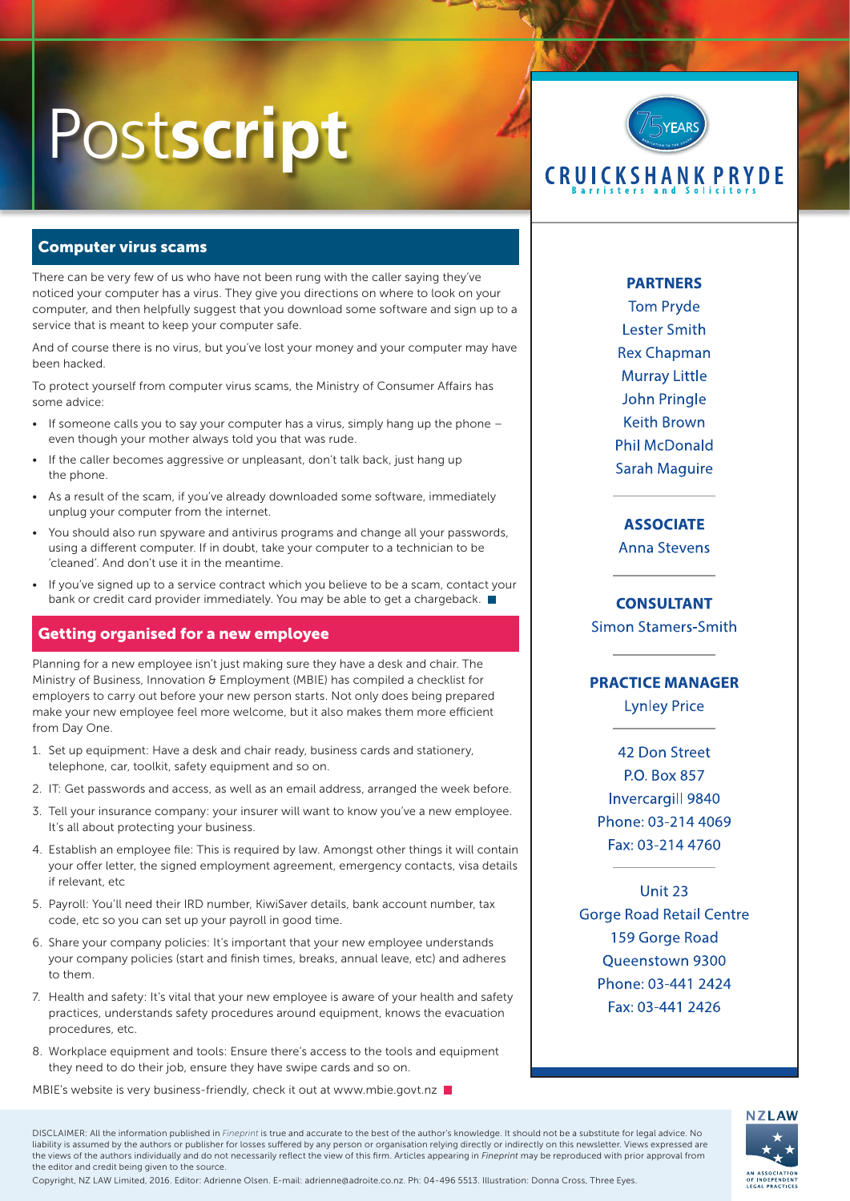# Postscript

CRUICKSHANK PRYDE
Barristers and Solicitors

## Computer virus scams

There can be very few of us who have not been rung with the caller saying they've noticed your computer has a virus. They give you directions on where to look on your computer, and then helpfully suggest that you download some software and sign up to a service that is meant to keep your computer safe.

And of course there is no virus, but you've lost your money and your computer may have been hacked.

To protect yourself from computer virus scams, the Ministry of Consumer Affairs has some advice:

- If someone calls you to say your computer has a virus, simply hang up the phone – even though your mother always told you that was rude.
- If the caller becomes aggressive or unpleasant, don't talk back, just hang up the phone.
- As a result of the scam, if you've already downloaded some software, immediately unplug your computer from the internet.
- You should also run spyware and antivirus programs and change all your passwords, using a different computer. If in doubt, take your computer to a technician to be 'cleaned'. And don't use it in the meantime.
- If you've signed up to a service contract which you believe to be a scam, contact your bank or credit card provider immediately. You may be able to get a chargeback.

## Getting organised for a new employee

Planning for a new employee isn't just making sure they have a desk and chair. The Ministry of Business, Innovation & Employment (MBIE) has compiled a checklist for employers to carry out before your new person starts. Not only does being prepared make your new employee feel more welcome, but it also makes them more efficient from Day One.

1. Set up equipment: Have a desk and chair ready, business cards and stationery, telephone, car, toolkit, safety equipment and so on.
2. IT: Get passwords and access, as well as an email address, arranged the week before.
3. Tell your insurance company: your insurer will want to know you've a new employee. It's all about protecting your business.
4. Establish an employee file: This is required by law. Amongst other things it will contain your offer letter, the signed employment agreement, emergency contacts, visa details if relevant, etc
5. Payroll: You'll need their IRD number, KiwiSaver details, bank account number, tax code, etc so you can set up your payroll in good time.
6. Share your company policies: It's important that your new employee understands your company policies (start and finish times, breaks, annual leave, etc) and adheres to them.
7. Health and safety: It's vital that your new employee is aware of your health and safety practices, understands safety procedures around equipment, knows the evacuation procedures, etc.
8. Workplace equipment and tools: Ensure there's access to the tools and equipment they need to do their job, ensure they have swipe cards and so on.

MBIE's website is very business-friendly, check it out at www.mbie.govt.nz

**PARTNERS**
Tom Pryde
Lester Smith
Rex Chapman
Murray Little
John Pringle
Keith Brown
Phil McDonald
Sarah Maguire

**ASSOCIATE**
Anna Stevens

**CONSULTANT**
Simon Stamers-Smith

**PRACTICE MANAGER**
Lynley Price

42 Don Street
P.O. Box 857
Invercargill 9840
Phone: 03-214 4069
Fax: 03-214 4760

Unit 23
Gorge Road Retail Centre
159 Gorge Road
Queenstown 9300
Phone: 03-441 2424
Fax: 03-441 2426

DISCLAIMER: All the information published in *Fineprint* is true and accurate to the best of the author's knowledge. It should not be a substitute for legal advice. No liability is assumed by the authors or publisher for losses suffered by any person or organisation relying directly or indirectly on this newsletter. Views expressed are the views of the authors individually and do not necessarily reflect the view of this firm. Articles appearing in *Fineprint* may be reproduced with prior approval from the editor and credit being given to the source.

Copyright, NZ LAW Limited, 2016. Editor: Adrienne Olsen. E-mail: adrienne@adroite.co.nz. Ph: 04-496 5513. Illustration: Donna Cross, Three Eyes.

NZLAW
AN ASSOCIATION OF INDEPENDENT LEGAL PRACTICES